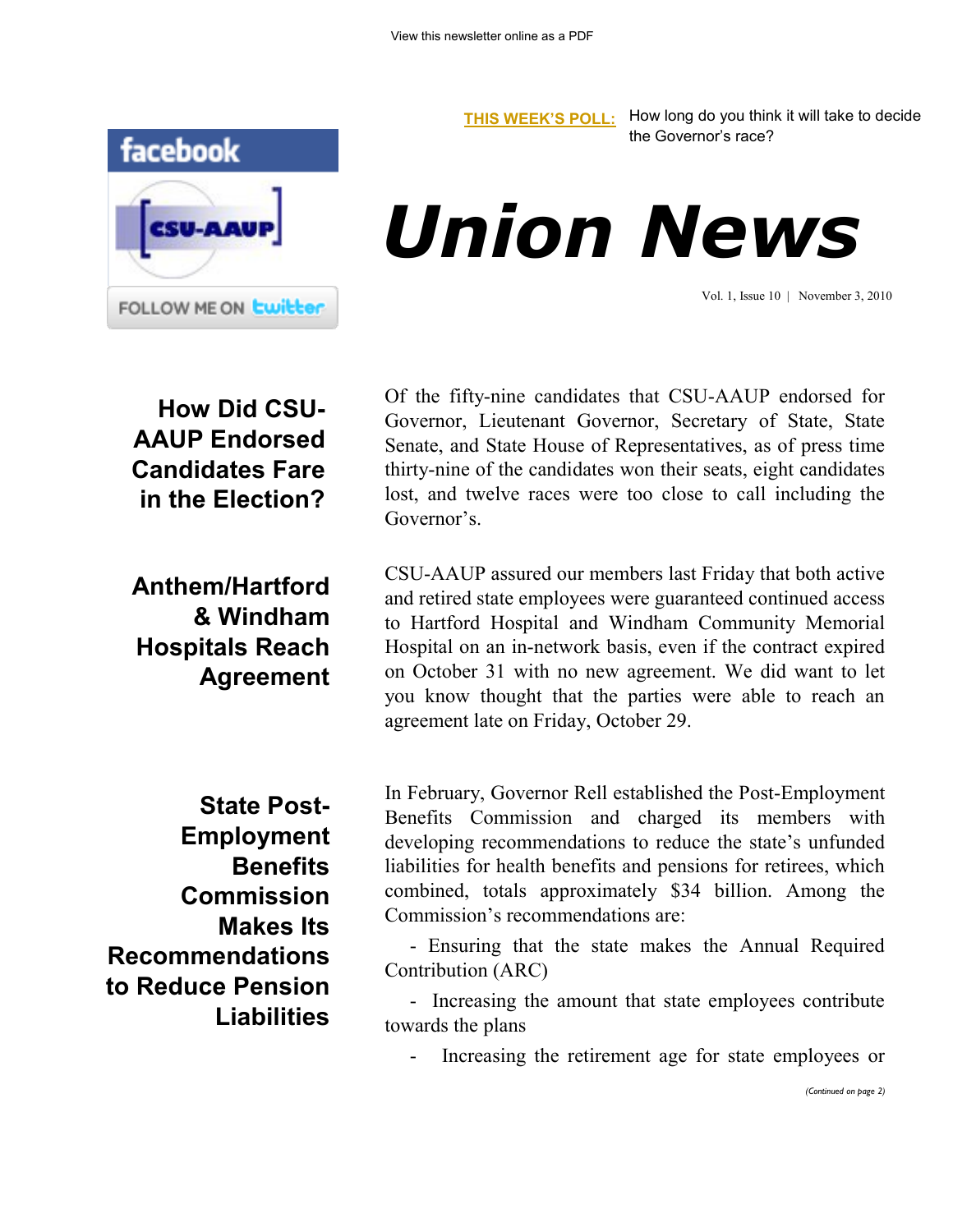View this newsletter online as a PDF

**THIS WEEK'S POLL:** How long do you think it will take to decide the Governor's race?

facebook

CSU-AAUP

FOLLOW ME ON twitter

# Union News

Vol. 1, Issue 10 | November 3, 2010

## How Did CSU-AAUP Endorsed Candidates Fare in the Election?

Of the fifty-nine candidates that CSU-AAUP endorsed for Governor, Lieutenant Governor, Secretary of State, State Senate, and State House of Representatives, as of press time thirty-nine of the candidates won their seats, eight candidates lost, and twelve races were too close to call including the Governor's.

## Anthem/Hartford & Windham Hospitals Reach Agreement

CSU-AAUP assured our members last Friday that both active and retired state employees were guaranteed continued access to Hartford Hospital and Windham Community Memorial Hospital on an in-network basis, even if the contract expired on October 31 with no new agreement. We did want to let you know thought that the parties were able to reach an agreement late on Friday, October 29.

## State Post-Employment Benefits Commission Makes Its Recommendations to Reduce Pension Liabilities

In February, Governor Rell established the Post-Employment Benefits Commission and charged its members with developing recommendations to reduce the state's unfunded liabilities for health benefits and pensions for retirees, which combined, totals approximately $34 billion. Among the Commission's recommendations are:

- Ensuring that the state makes the Annual Required Contribution (ARC)
- Increasing the amount that state employees contribute towards the plans
- Increasing the retirement age for state employees or

*(Continued on page 2)*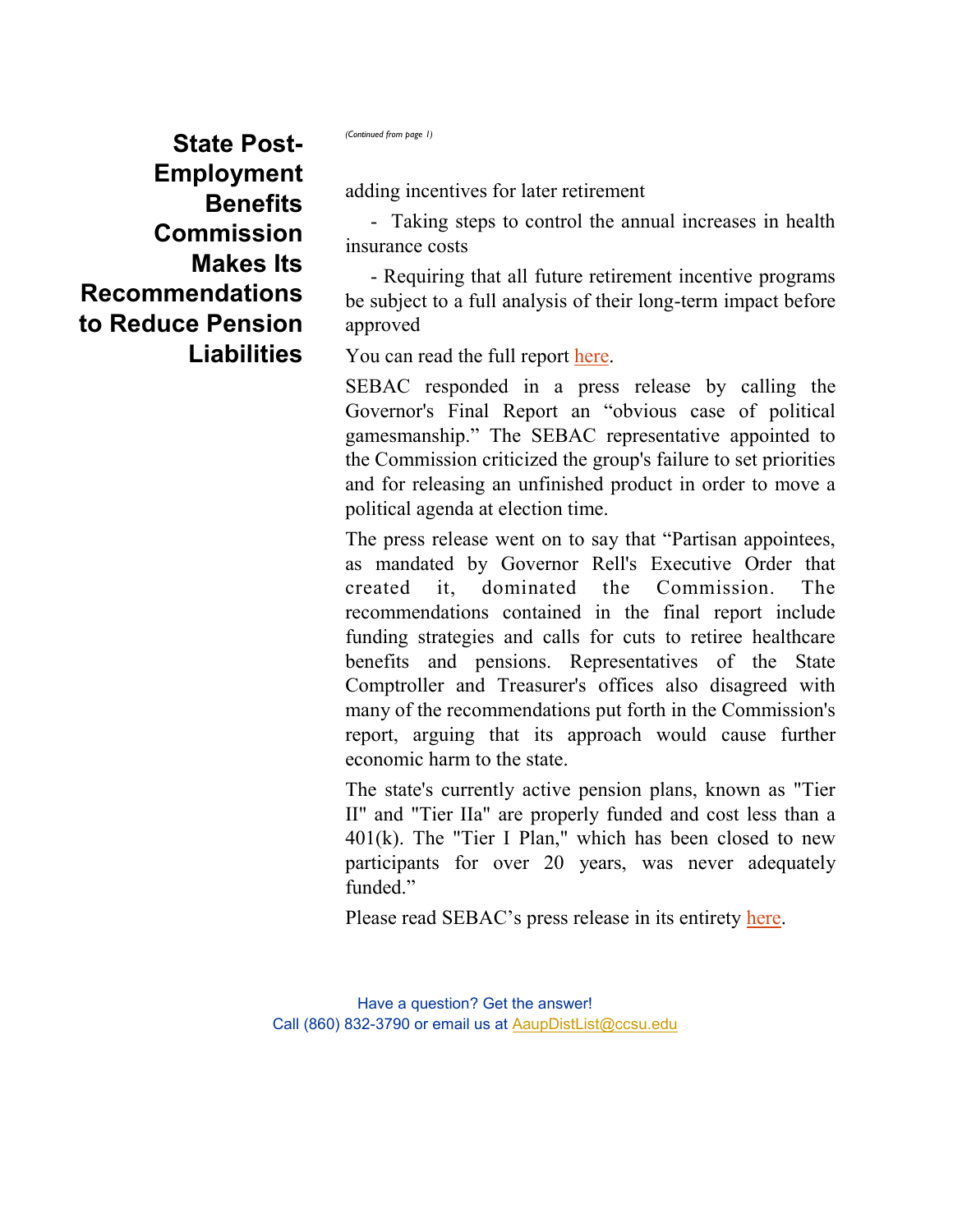## State Post-Employment Benefits Commission Makes Its Recommendations to Reduce Pension Liabilities

*(Continued from page 1)*

adding incentives for later retirement

- Taking steps to control the annual increases in health insurance costs

- Requiring that all future retirement incentive programs be subject to a full analysis of their long-term impact before approved

You can read the full report here.

SEBAC responded in a press release by calling the Governor's Final Report an "obvious case of political gamesmanship." The SEBAC representative appointed to the Commission criticized the group's failure to set priorities and for releasing an unfinished product in order to move a political agenda at election time.

The press release went on to say that "Partisan appointees, as mandated by Governor Rell's Executive Order that created it, dominated the Commission. The recommendations contained in the final report include funding strategies and calls for cuts to retiree healthcare benefits and pensions. Representatives of the State Comptroller and Treasurer's offices also disagreed with many of the recommendations put forth in the Commission's report, arguing that its approach would cause further economic harm to the state.

The state's currently active pension plans, known as "Tier II" and "Tier IIa" are properly funded and cost less than a 401(k). The "Tier I Plan," which has been closed to new participants for over 20 years, was never adequately funded."

Please read SEBAC's press release in its entirety here.

Have a question? Get the answer!
Call (860) 832-3790 or email us at AaupDistList@ccsu.edu